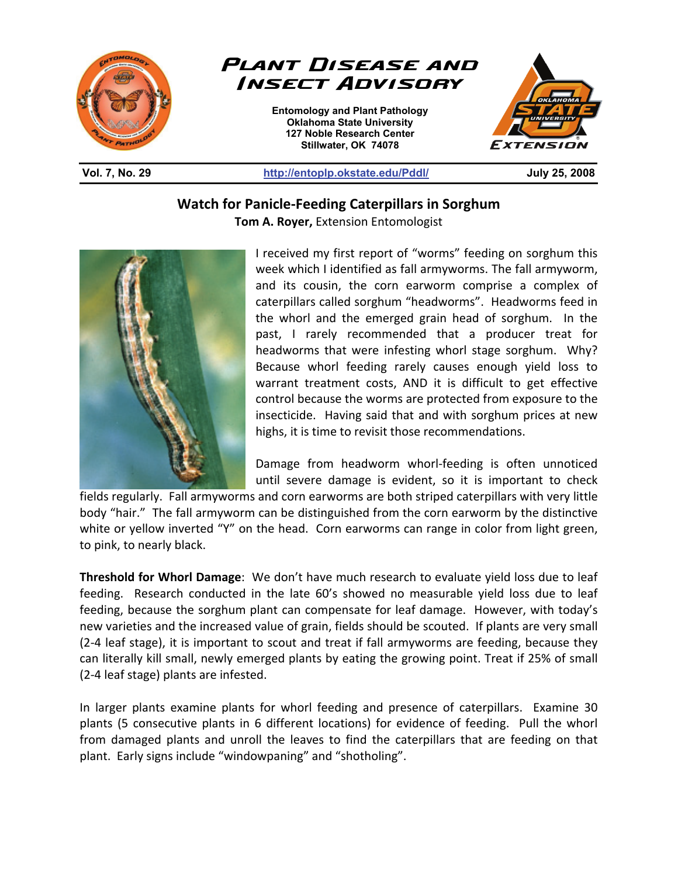# Plant Disease and Insect Advisory

**Entomology and Plant Pathology**
**Oklahoma State University**
**127 Noble Research Center**
**Stillwater, OK 74078**

**Vol. 7, No. 29** | http://entoplp.okstate.edu/Pddl/ | **July 25, 2008**

## Watch for Panicle-Feeding Caterpillars in Sorghum

**Tom A. Royer,** Extension Entomologist

I received my first report of "worms" feeding on sorghum this week which I identified as fall armyworms. The fall armyworm, and its cousin, the corn earworm comprise a complex of caterpillars called sorghum "headworms". Headworms feed in the whorl and the emerged grain head of sorghum. In the past, I rarely recommended that a producer treat for headworms that were infesting whorl stage sorghum. Why? Because whorl feeding rarely causes enough yield loss to warrant treatment costs, AND it is difficult to get effective control because the worms are protected from exposure to the insecticide. Having said that and with sorghum prices at new highs, it is time to revisit those recommendations.

Damage from headworm whorl-feeding is often unnoticed until severe damage is evident, so it is important to check fields regularly. Fall armyworms and corn earworms are both striped caterpillars with very little body "hair." The fall armyworm can be distinguished from the corn earworm by the distinctive white or yellow inverted "Y" on the head. Corn earworms can range in color from light green, to pink, to nearly black.

**Threshold for Whorl Damage**: We don't have much research to evaluate yield loss due to leaf feeding. Research conducted in the late 60's showed no measurable yield loss due to leaf feeding, because the sorghum plant can compensate for leaf damage. However, with today's new varieties and the increased value of grain, fields should be scouted. If plants are very small (2-4 leaf stage), it is important to scout and treat if fall armyworms are feeding, because they can literally kill small, newly emerged plants by eating the growing point. Treat if 25% of small (2-4 leaf stage) plants are infested.

In larger plants examine plants for whorl feeding and presence of caterpillars. Examine 30 plants (5 consecutive plants in 6 different locations) for evidence of feeding. Pull the whorl from damaged plants and unroll the leaves to find the caterpillars that are feeding on that plant. Early signs include "windowpaning" and "shotholing".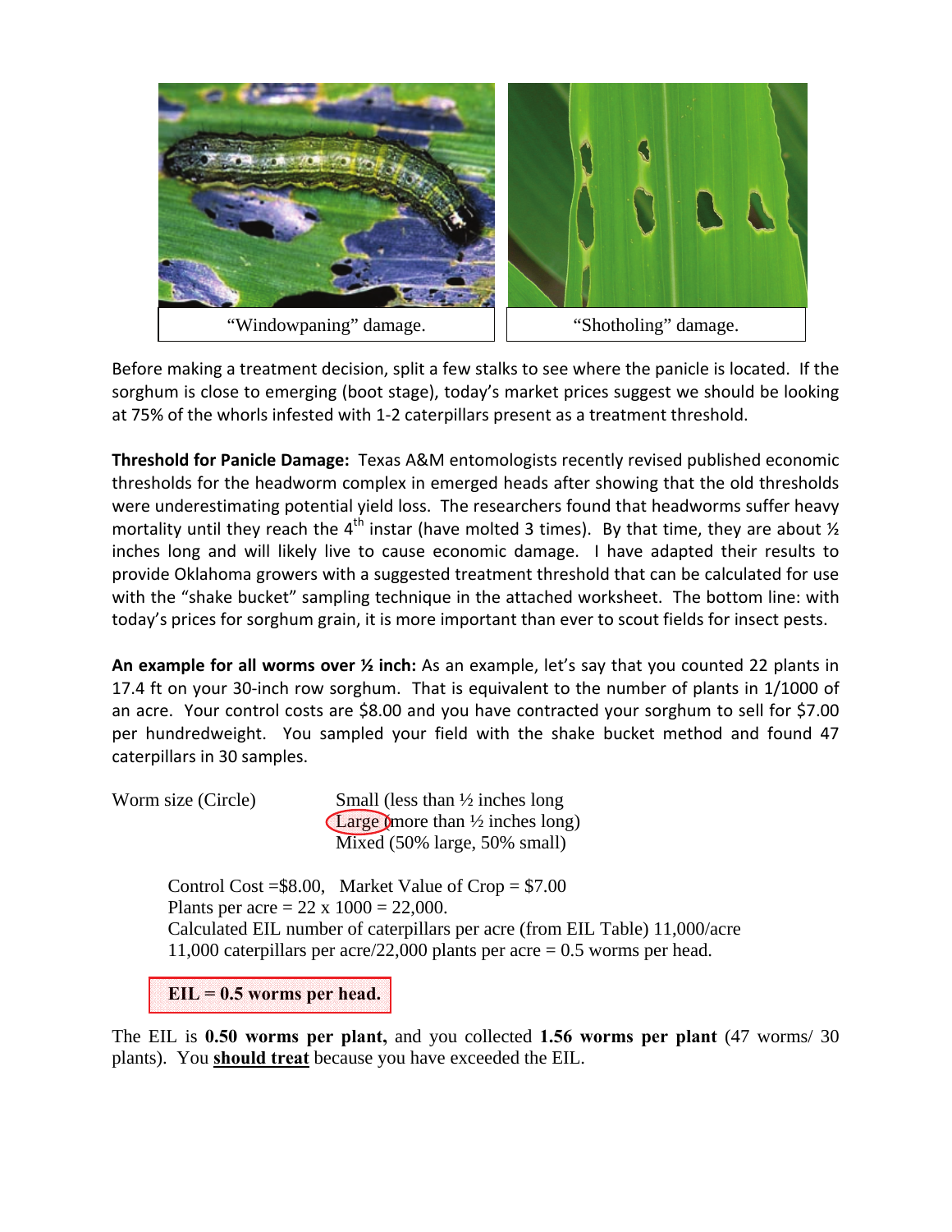"Windowpaning" damage.

"Shotholing" damage.

Before making a treatment decision, split a few stalks to see where the panicle is located. If the sorghum is close to emerging (boot stage), today's market prices suggest we should be looking at 75% of the whorls infested with 1-2 caterpillars present as a treatment threshold.

**Threshold for Panicle Damage:** Texas A&M entomologists recently revised published economic thresholds for the headworm complex in emerged heads after showing that the old thresholds were underestimating potential yield loss. The researchers found that headworms suffer heavy mortality until they reach the 4th instar (have molted 3 times). By that time, they are about ½ inches long and will likely live to cause economic damage. I have adapted their results to provide Oklahoma growers with a suggested treatment threshold that can be calculated for use with the "shake bucket" sampling technique in the attached worksheet. The bottom line: with today's prices for sorghum grain, it is more important than ever to scout fields for insect pests.

**An example for all worms over ½ inch:** As an example, let's say that you counted 22 plants in 17.4 ft on your 30-inch row sorghum. That is equivalent to the number of plants in 1/1000 of an acre. Your control costs are $8.00 and you have contracted your sorghum to sell for $7.00 per hundredweight. You sampled your field with the shake bucket method and found 47 caterpillars in 30 samples.

Worm size (Circle)
- Small (less than ½ inches long
- **Large** (more than ½ inches long) *(circled)*
- Mixed (50% large, 50% small)

Control Cost =$8.00, Market Value of Crop = $7.00
Plants per acre = 22 x 1000 = 22,000.
Calculated EIL number of caterpillars per acre (from EIL Table) 11,000/acre
11,000 caterpillars per acre/22,000 plants per acre = 0.5 worms per head.

**EIL = 0.5 worms per head.**

The EIL is **0.50 worms per plant,** and you collected **1.56 worms per plant** (47 worms/ 30 plants). You **should treat** because you have exceeded the EIL.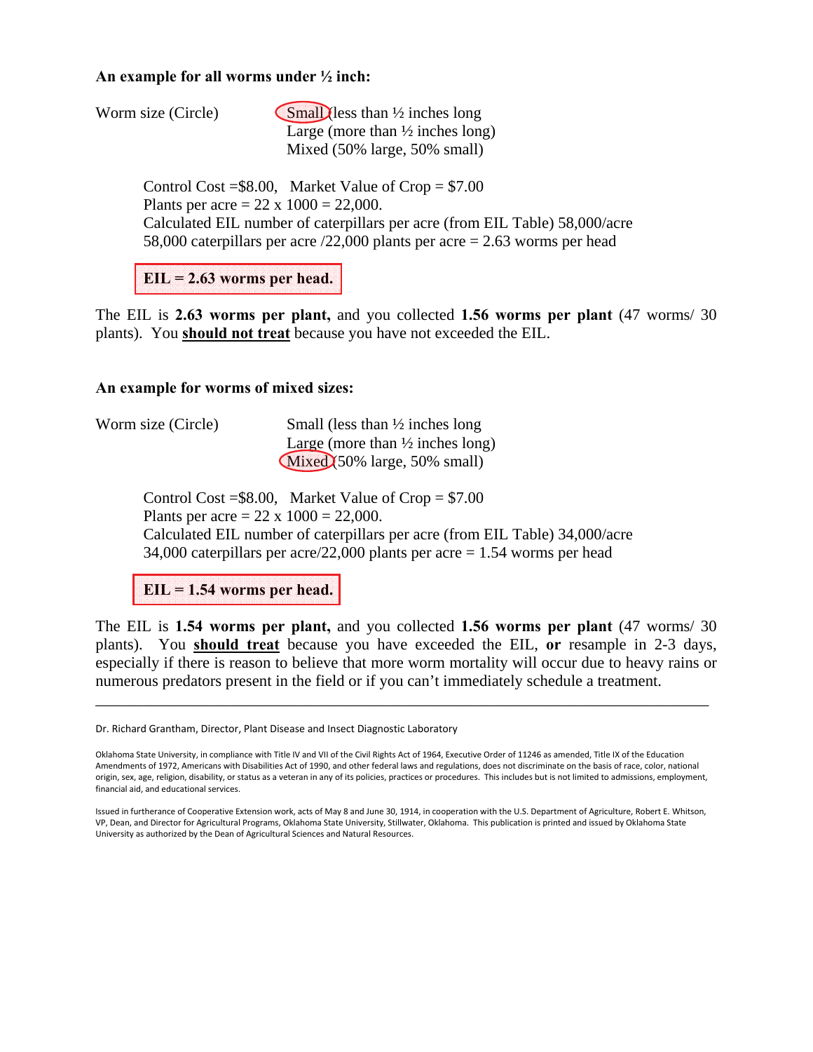**An example for all worms under ½ inch:**

Worm size (Circle) Small (less than ½ inches long
Large (more than ½ inches long)
Mixed (50% large, 50% small)

Control Cost =$8.00, Market Value of Crop = $7.00
Plants per acre = 22 x 1000 = 22,000.
Calculated EIL number of caterpillars per acre (from EIL Table) 58,000/acre
58,000 caterpillars per acre /22,000 plants per acre = 2.63 worms per head

**EIL = 2.63 worms per head.**

The EIL is **2.63 worms per plant,** and you collected **1.56 worms per plant** (47 worms/ 30 plants). You **should not treat** because you have not exceeded the EIL.

**An example for worms of mixed sizes:**

Worm size (Circle) Small (less than ½ inches long
Large (more than ½ inches long)
Mixed (50% large, 50% small)

Control Cost =$8.00, Market Value of Crop = $7.00
Plants per acre = 22 x 1000 = 22,000.
Calculated EIL number of caterpillars per acre (from EIL Table) 34,000/acre
34,000 caterpillars per acre/22,000 plants per acre = 1.54 worms per head

**EIL = 1.54 worms per head.**

The EIL is **1.54 worms per plant,** and you collected **1.56 worms per plant** (47 worms/ 30 plants). You **should treat** because you have exceeded the EIL, **or** resample in 2-3 days, especially if there is reason to believe that more worm mortality will occur due to heavy rains or numerous predators present in the field or if you can't immediately schedule a treatment.

---

Dr. Richard Grantham, Director, Plant Disease and Insect Diagnostic Laboratory

Oklahoma State University, in compliance with Title IV and VII of the Civil Rights Act of 1964, Executive Order of 11246 as amended, Title IX of the Education Amendments of 1972, Americans with Disabilities Act of 1990, and other federal laws and regulations, does not discriminate on the basis of race, color, national origin, sex, age, religion, disability, or status as a veteran in any of its policies, practices or procedures. This includes but is not limited to admissions, employment, financial aid, and educational services.

Issued in furtherance of Cooperative Extension work, acts of May 8 and June 30, 1914, in cooperation with the U.S. Department of Agriculture, Robert E. Whitson, VP, Dean, and Director for Agricultural Programs, Oklahoma State University, Stillwater, Oklahoma. This publication is printed and issued by Oklahoma State University as authorized by the Dean of Agricultural Sciences and Natural Resources.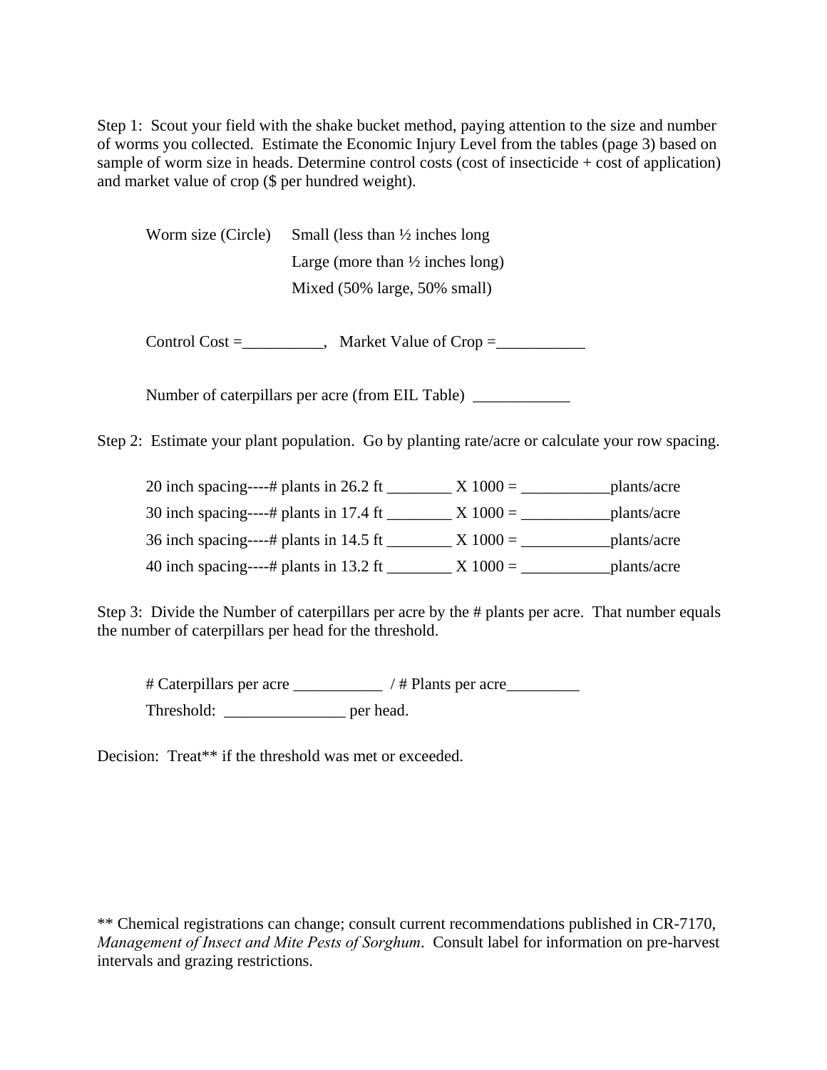Step 1: Scout your field with the shake bucket method, paying attention to the size and number of worms you collected. Estimate the Economic Injury Level from the tables (page 3) based on sample of worm size in heads. Determine control costs (cost of insecticide + cost of application) and market value of crop ($ per hundred weight).

Worm size (Circle) Small (less than ½ inches long
Large (more than ½ inches long)
Mixed (50% large, 50% small)

Control Cost =__________, Market Value of Crop =___________

Number of caterpillars per acre (from EIL Table) ____________

Step 2: Estimate your plant population. Go by planting rate/acre or calculate your row spacing.

20 inch spacing----# plants in 26.2 ft ________ X 1000 = ___________plants/acre
30 inch spacing----# plants in 17.4 ft ________ X 1000 = ___________plants/acre
36 inch spacing----# plants in 14.5 ft ________ X 1000 = ___________plants/acre
40 inch spacing----# plants in 13.2 ft ________ X 1000 = ___________plants/acre

Step 3: Divide the Number of caterpillars per acre by the # plants per acre. That number equals the number of caterpillars per head for the threshold.

# Caterpillars per acre ___________ / # Plants per acre_________
Threshold: _______________ per head.

Decision: Treat** if the threshold was met or exceeded.

** Chemical registrations can change; consult current recommendations published in CR-7170, *Management of Insect and Mite Pests of Sorghum*. Consult label for information on pre-harvest intervals and grazing restrictions.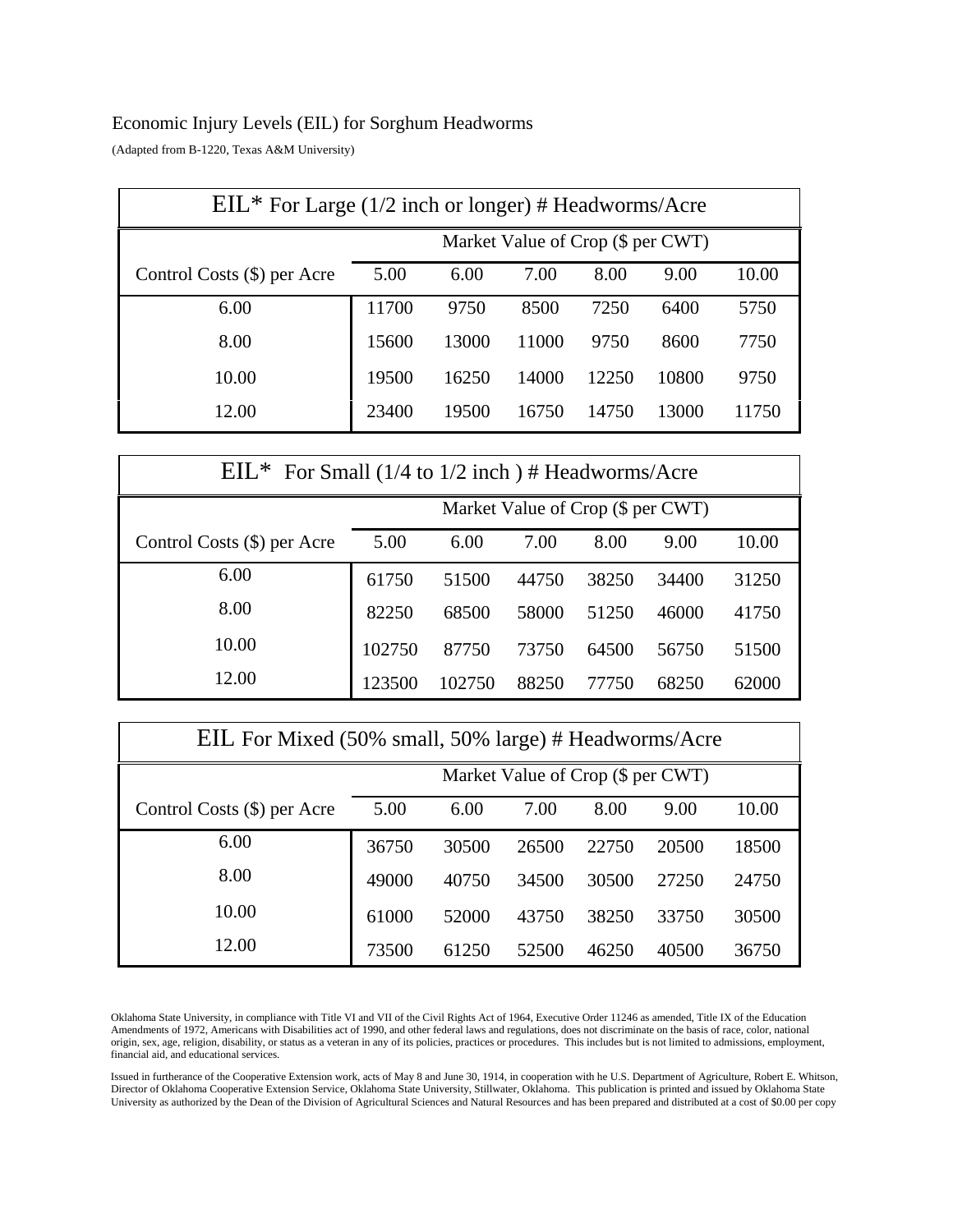Economic Injury Levels (EIL) for Sorghum Headworms

(Adapted from B-1220, Texas A&M University)

| EIL* For Large (1/2 inch or longer) # Headworms/Acre | | | | | | |
|---|---|---|---|---|---|---|
| | Market Value of Crop ($ per CWT) | | | | | |
| Control Costs ($) per Acre | 5.00 | 6.00 | 7.00 | 8.00 | 9.00 | 10.00 |
| 6.00 | 11700 | 9750 | 8500 | 7250 | 6400 | 5750 |
| 8.00 | 15600 | 13000 | 11000 | 9750 | 8600 | 7750 |
| 10.00 | 19500 | 16250 | 14000 | 12250 | 10800 | 9750 |
| 12.00 | 23400 | 19500 | 16750 | 14750 | 13000 | 11750 |

| EIL* For Small (1/4 to 1/2 inch ) # Headworms/Acre | | | | | | |
|---|---|---|---|---|---|---|
| | Market Value of Crop ($ per CWT) | | | | | |
| Control Costs ($) per Acre | 5.00 | 6.00 | 7.00 | 8.00 | 9.00 | 10.00 |
| 6.00 | 61750 | 51500 | 44750 | 38250 | 34400 | 31250 |
| 8.00 | 82250 | 68500 | 58000 | 51250 | 46000 | 41750 |
| 10.00 | 102750 | 87750 | 73750 | 64500 | 56750 | 51500 |
| 12.00 | 123500 | 102750 | 88250 | 77750 | 68250 | 62000 |

| EIL For Mixed (50% small, 50% large) # Headworms/Acre | | | | | | |
|---|---|---|---|---|---|---|
| | Market Value of Crop ($ per CWT) | | | | | |
| Control Costs ($) per Acre | 5.00 | 6.00 | 7.00 | 8.00 | 9.00 | 10.00 |
| 6.00 | 36750 | 30500 | 26500 | 22750 | 20500 | 18500 |
| 8.00 | 49000 | 40750 | 34500 | 30500 | 27250 | 24750 |
| 10.00 | 61000 | 52000 | 43750 | 38250 | 33750 | 30500 |
| 12.00 | 73500 | 61250 | 52500 | 46250 | 40500 | 36750 |

Oklahoma State University, in compliance with Title VI and VII of the Civil Rights Act of 1964, Executive Order 11246 as amended, Title IX of the Education Amendments of 1972, Americans with Disabilities act of 1990, and other federal laws and regulations, does not discriminate on the basis of race, color, national origin, sex, age, religion, disability, or status as a veteran in any of its policies, practices or procedures. This includes but is not limited to admissions, employment, financial aid, and educational services.

Issued in furtherance of the Cooperative Extension work, acts of May 8 and June 30, 1914, in cooperation with he U.S. Department of Agriculture, Robert E. Whitson, Director of Oklahoma Cooperative Extension Service, Oklahoma State University, Stillwater, Oklahoma. This publication is printed and issued by Oklahoma State University as authorized by the Dean of the Division of Agricultural Sciences and Natural Resources and has been prepared and distributed at a cost of $0.00 per copy